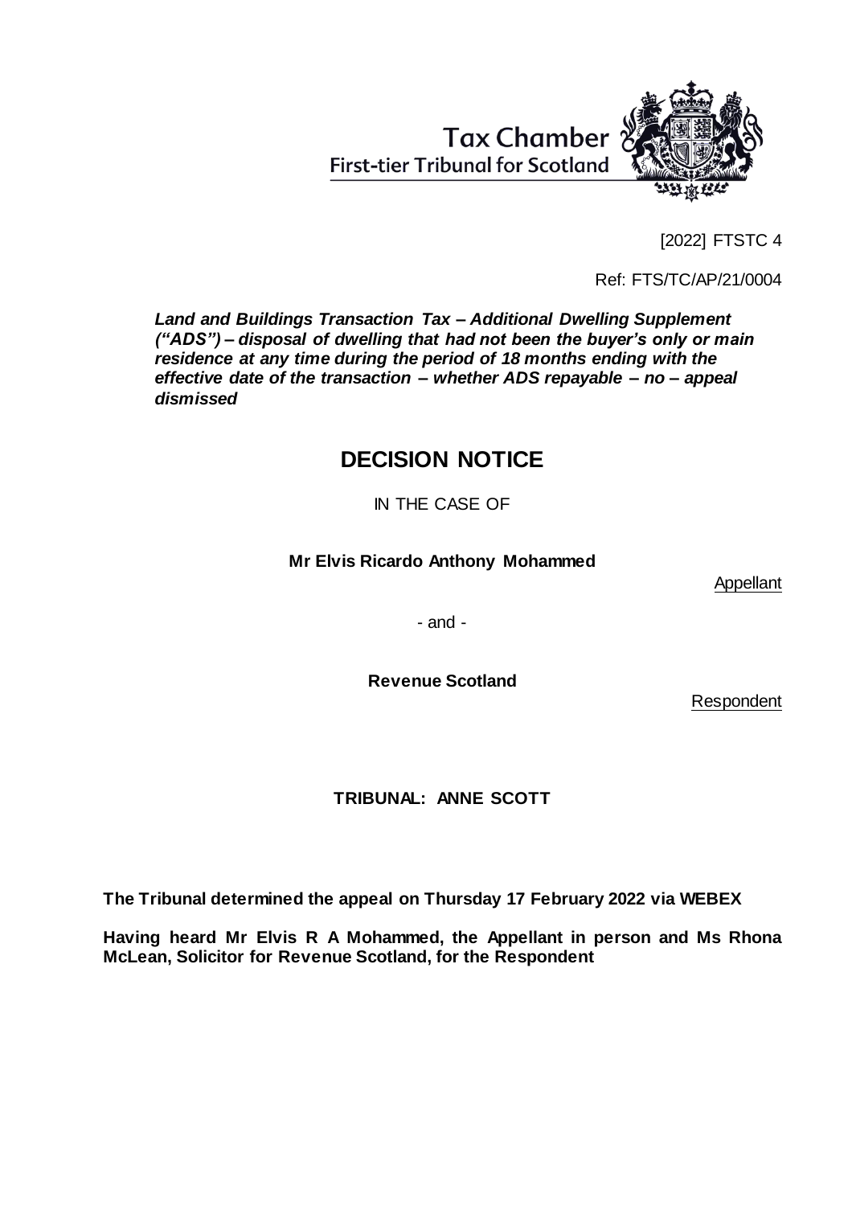Tax Chamber
First-tier Tribunal for Scotland

[2022] FTSTC 4

Ref: FTS/TC/AP/21/0004

***Land and Buildings Transaction Tax – Additional Dwelling Supplement ("ADS") – disposal of dwelling that had not been the buyer's only or main residence at any time during the period of 18 months ending with the effective date of the transaction – whether ADS repayable – no – appeal dismissed***

# DECISION NOTICE

IN THE CASE OF

**Mr Elvis Ricardo Anthony Mohammed**

Appellant

- and -

**Revenue Scotland**

Respondent

**TRIBUNAL: ANNE SCOTT**

**The Tribunal determined the appeal on Thursday 17 February 2022 via WEBEX**

**Having heard Mr Elvis R A Mohammed, the Appellant in person and Ms Rhona McLean, Solicitor for Revenue Scotland, for the Respondent**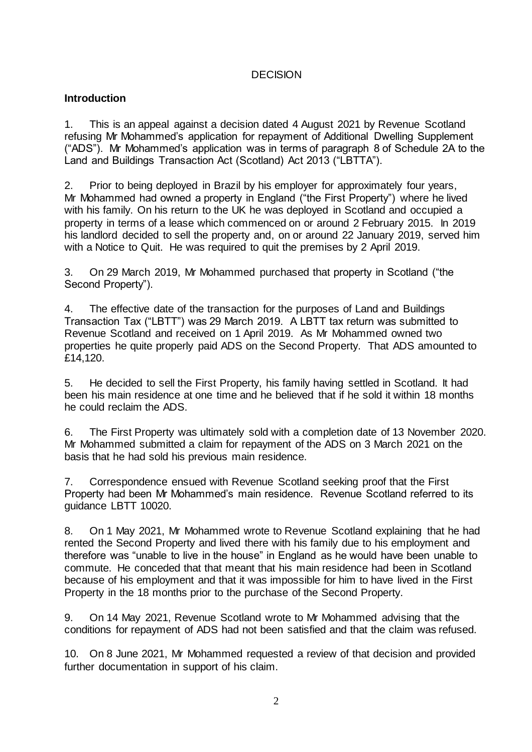# DECISION

## Introduction

1. This is an appeal against a decision dated 4 August 2021 by Revenue Scotland refusing Mr Mohammed's application for repayment of Additional Dwelling Supplement ("ADS"). Mr Mohammed's application was in terms of paragraph 8 of Schedule 2A to the Land and Buildings Transaction Act (Scotland) Act 2013 ("LBTTA").

2. Prior to being deployed in Brazil by his employer for approximately four years, Mr Mohammed had owned a property in England ("the First Property") where he lived with his family. On his return to the UK he was deployed in Scotland and occupied a property in terms of a lease which commenced on or around 2 February 2015. In 2019 his landlord decided to sell the property and, on or around 22 January 2019, served him with a Notice to Quit. He was required to quit the premises by 2 April 2019.

3. On 29 March 2019, Mr Mohammed purchased that property in Scotland ("the Second Property").

4. The effective date of the transaction for the purposes of Land and Buildings Transaction Tax ("LBTT") was 29 March 2019. A LBTT tax return was submitted to Revenue Scotland and received on 1 April 2019. As Mr Mohammed owned two properties he quite properly paid ADS on the Second Property. That ADS amounted to £14,120.

5. He decided to sell the First Property, his family having settled in Scotland. It had been his main residence at one time and he believed that if he sold it within 18 months he could reclaim the ADS.

6. The First Property was ultimately sold with a completion date of 13 November 2020. Mr Mohammed submitted a claim for repayment of the ADS on 3 March 2021 on the basis that he had sold his previous main residence.

7. Correspondence ensued with Revenue Scotland seeking proof that the First Property had been Mr Mohammed's main residence. Revenue Scotland referred to its guidance LBTT 10020.

8. On 1 May 2021, Mr Mohammed wrote to Revenue Scotland explaining that he had rented the Second Property and lived there with his family due to his employment and therefore was "unable to live in the house" in England as he would have been unable to commute. He conceded that that meant that his main residence had been in Scotland because of his employment and that it was impossible for him to have lived in the First Property in the 18 months prior to the purchase of the Second Property.

9. On 14 May 2021, Revenue Scotland wrote to Mr Mohammed advising that the conditions for repayment of ADS had not been satisfied and that the claim was refused.

10. On 8 June 2021, Mr Mohammed requested a review of that decision and provided further documentation in support of his claim.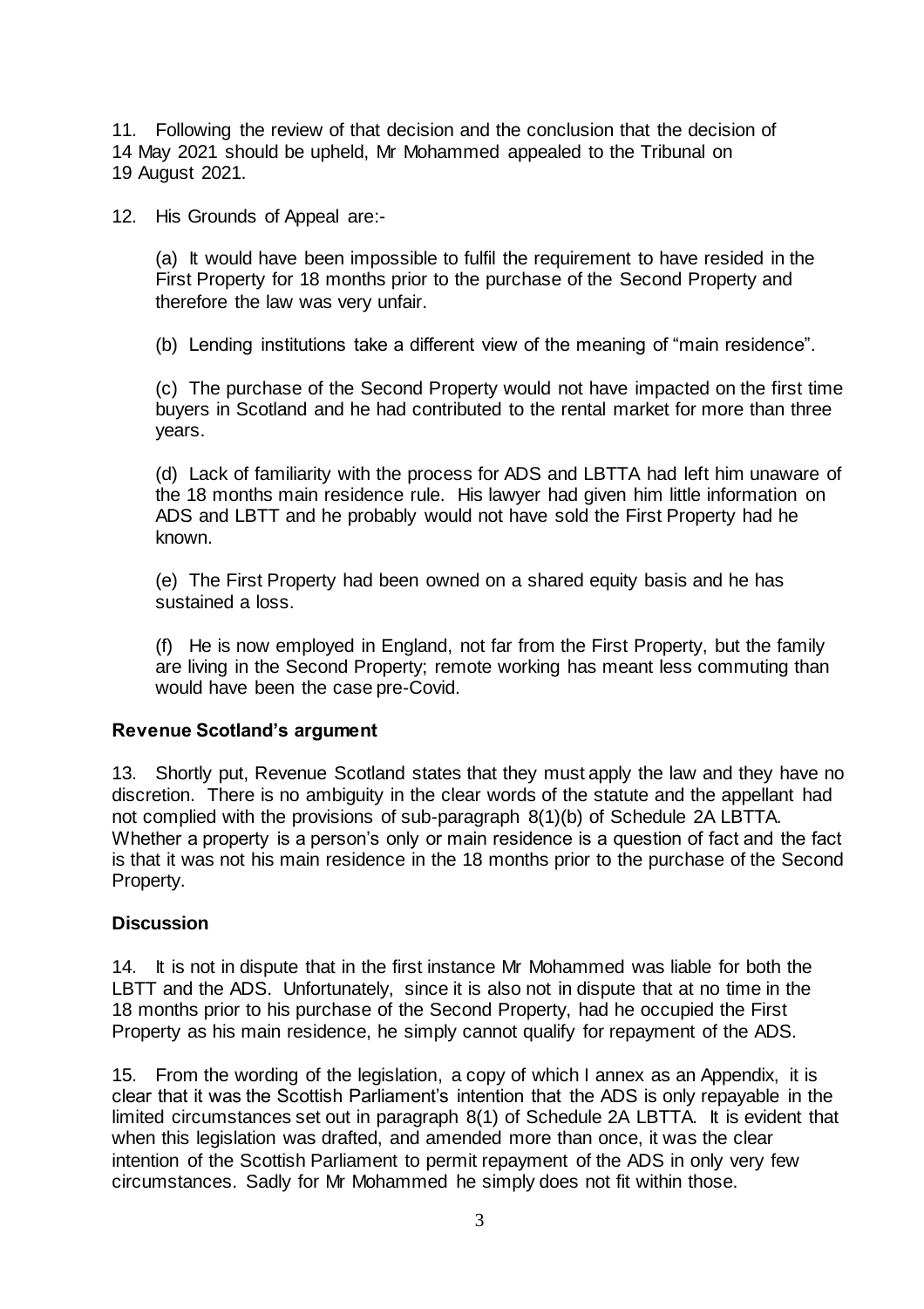11. Following the review of that decision and the conclusion that the decision of 14 May 2021 should be upheld, Mr Mohammed appealed to the Tribunal on 19 August 2021.

12. His Grounds of Appeal are:-

(a) It would have been impossible to fulfil the requirement to have resided in the First Property for 18 months prior to the purchase of the Second Property and therefore the law was very unfair.

(b) Lending institutions take a different view of the meaning of "main residence".

(c) The purchase of the Second Property would not have impacted on the first time buyers in Scotland and he had contributed to the rental market for more than three years.

(d) Lack of familiarity with the process for ADS and LBTTA had left him unaware of the 18 months main residence rule. His lawyer had given him little information on ADS and LBTT and he probably would not have sold the First Property had he known.

(e) The First Property had been owned on a shared equity basis and he has sustained a loss.

(f) He is now employed in England, not far from the First Property, but the family are living in the Second Property; remote working has meant less commuting than would have been the case pre-Covid.

## Revenue Scotland's argument

13. Shortly put, Revenue Scotland states that they must apply the law and they have no discretion. There is no ambiguity in the clear words of the statute and the appellant had not complied with the provisions of sub-paragraph 8(1)(b) of Schedule 2A LBTTA. Whether a property is a person's only or main residence is a question of fact and the fact is that it was not his main residence in the 18 months prior to the purchase of the Second Property.

## Discussion

14. It is not in dispute that in the first instance Mr Mohammed was liable for both the LBTT and the ADS. Unfortunately, since it is also not in dispute that at no time in the 18 months prior to his purchase of the Second Property, had he occupied the First Property as his main residence, he simply cannot qualify for repayment of the ADS.

15. From the wording of the legislation, a copy of which I annex as an Appendix, it is clear that it was the Scottish Parliament's intention that the ADS is only repayable in the limited circumstances set out in paragraph 8(1) of Schedule 2A LBTTA. It is evident that when this legislation was drafted, and amended more than once, it was the clear intention of the Scottish Parliament to permit repayment of the ADS in only very few circumstances. Sadly for Mr Mohammed he simply does not fit within those.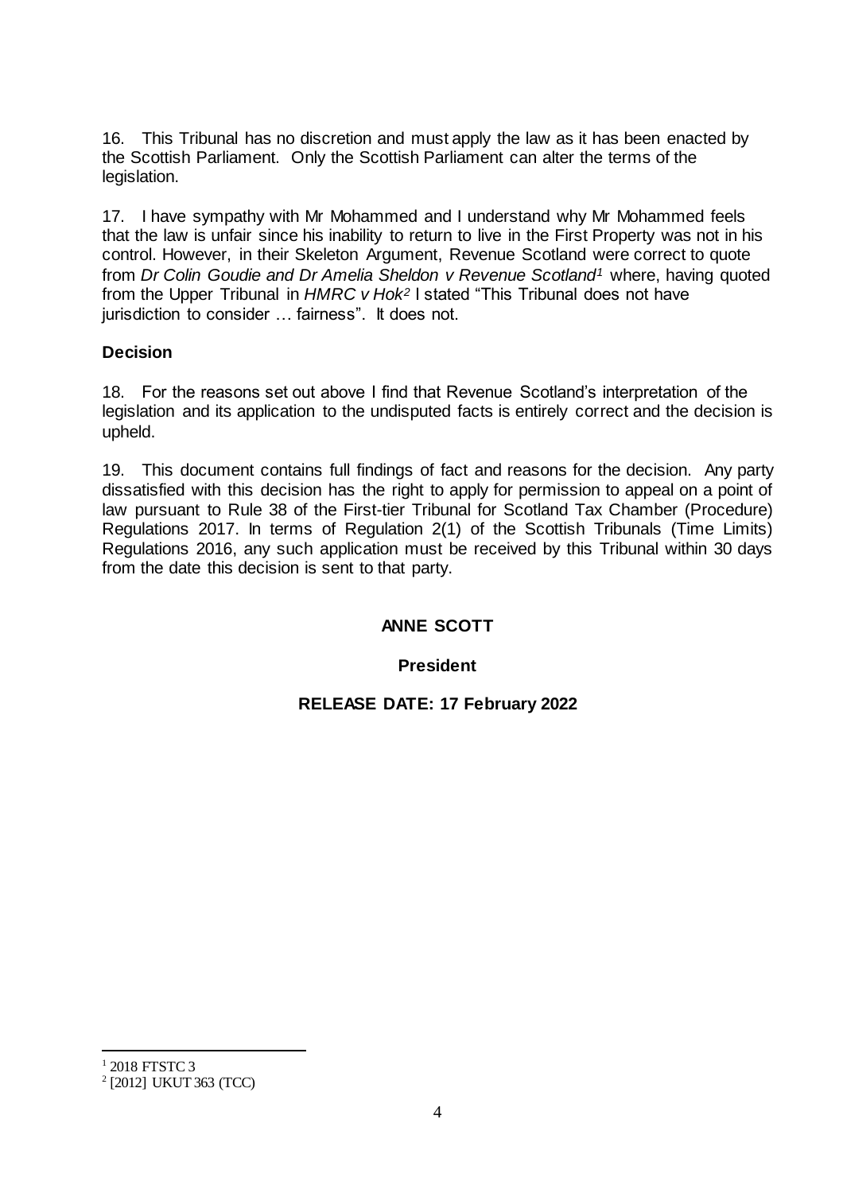16. This Tribunal has no discretion and must apply the law as it has been enacted by the Scottish Parliament. Only the Scottish Parliament can alter the terms of the legislation.

17. I have sympathy with Mr Mohammed and I understand why Mr Mohammed feels that the law is unfair since his inability to return to live in the First Property was not in his control. However, in their Skeleton Argument, Revenue Scotland were correct to quote from *Dr Colin Goudie and Dr Amelia Sheldon v Revenue Scotland*[1] where, having quoted from the Upper Tribunal in *HMRC v Hok*[2] I stated "This Tribunal does not have jurisdiction to consider … fairness". It does not.

## Decision

18. For the reasons set out above I find that Revenue Scotland's interpretation of the legislation and its application to the undisputed facts is entirely correct and the decision is upheld.

19. This document contains full findings of fact and reasons for the decision. Any party dissatisfied with this decision has the right to apply for permission to appeal on a point of law pursuant to Rule 38 of the First-tier Tribunal for Scotland Tax Chamber (Procedure) Regulations 2017. In terms of Regulation 2(1) of the Scottish Tribunals (Time Limits) Regulations 2016, any such application must be received by this Tribunal within 30 days from the date this decision is sent to that party.

**ANNE SCOTT**

**President**

**RELEASE DATE: 17 February 2022**

---

[1] 2018 FTSTC 3

[2] [2012] UKUT 363 (TCC)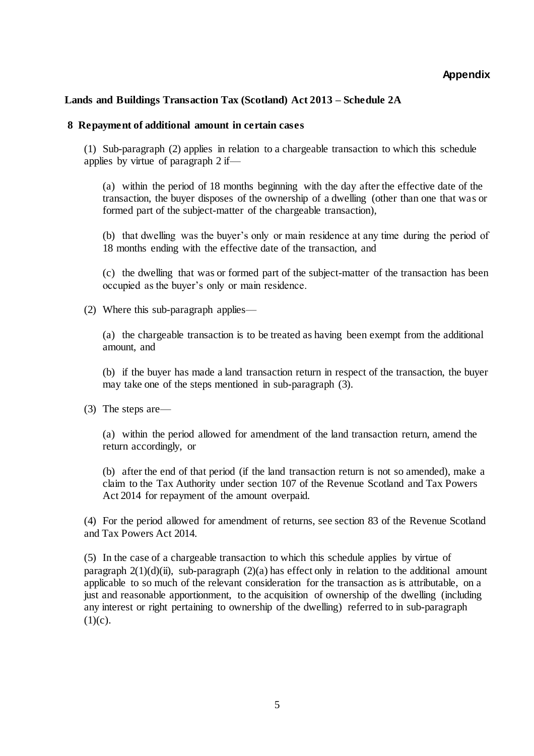**Appendix**

**Lands and Buildings Transaction Tax (Scotland) Act 2013 – Schedule 2A**

**8 Repayment of additional amount in certain cases**

(1) Sub-paragraph (2) applies in relation to a chargeable transaction to which this schedule applies by virtue of paragraph 2 if—

(a) within the period of 18 months beginning with the day after the effective date of the transaction, the buyer disposes of the ownership of a dwelling (other than one that was or formed part of the subject-matter of the chargeable transaction),

(b) that dwelling was the buyer's only or main residence at any time during the period of 18 months ending with the effective date of the transaction, and

(c) the dwelling that was or formed part of the subject-matter of the transaction has been occupied as the buyer's only or main residence.

(2) Where this sub-paragraph applies—

(a) the chargeable transaction is to be treated as having been exempt from the additional amount, and

(b) if the buyer has made a land transaction return in respect of the transaction, the buyer may take one of the steps mentioned in sub-paragraph (3).

(3) The steps are—

(a) within the period allowed for amendment of the land transaction return, amend the return accordingly, or

(b) after the end of that period (if the land transaction return is not so amended), make a claim to the Tax Authority under section 107 of the Revenue Scotland and Tax Powers Act 2014 for repayment of the amount overpaid.

(4) For the period allowed for amendment of returns, see section 83 of the Revenue Scotland and Tax Powers Act 2014.

(5) In the case of a chargeable transaction to which this schedule applies by virtue of paragraph 2(1)(d)(ii), sub-paragraph (2)(a) has effect only in relation to the additional amount applicable to so much of the relevant consideration for the transaction as is attributable, on a just and reasonable apportionment, to the acquisition of ownership of the dwelling (including any interest or right pertaining to ownership of the dwelling) referred to in sub-paragraph (1)(c).